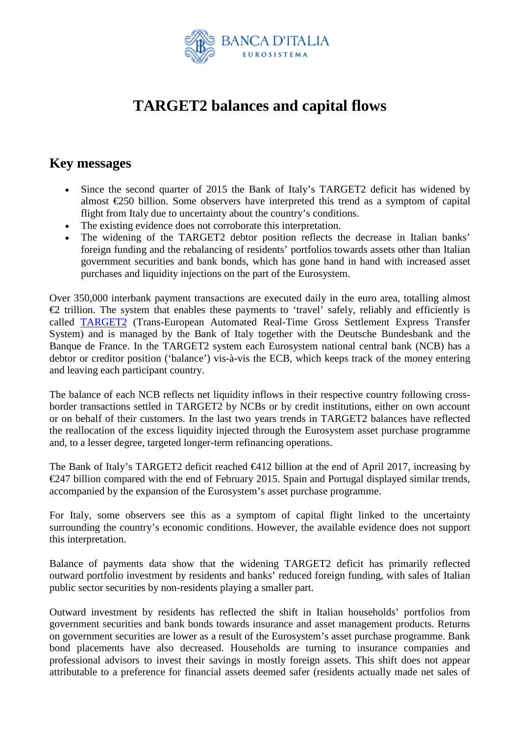# TARGET2 balances and capital flows

## Key messages

- Since the second quarter of 2015 the Bank of Italy's TARGET2 deficit has widened by almost €250 billion. Some observers have interpreted this trend as a symptom of capital flight from Italy due to uncertainty about the country's conditions.
- The existing evidence does not corroborate this interpretation.
- The widening of the TARGET2 debtor position reflects the decrease in Italian banks' foreign funding and the rebalancing of residents' portfolios towards assets other than Italian government securities and bank bonds, which has gone hand in hand with increased asset purchases and liquidity injections on the part of the Eurosystem.

Over 350,000 interbank payment transactions are executed daily in the euro area, totalling almost €2 trillion. The system that enables these payments to 'travel' safely, reliably and efficiently is called TARGET2 (Trans-European Automated Real-Time Gross Settlement Express Transfer System) and is managed by the Bank of Italy together with the Deutsche Bundesbank and the Banque de France. In the TARGET2 system each Eurosystem national central bank (NCB) has a debtor or creditor position ('balance') vis-à-vis the ECB, which keeps track of the money entering and leaving each participant country.

The balance of each NCB reflects net liquidity inflows in their respective country following cross-border transactions settled in TARGET2 by NCBs or by credit institutions, either on own account or on behalf of their customers. In the last two years trends in TARGET2 balances have reflected the reallocation of the excess liquidity injected through the Eurosystem asset purchase programme and, to a lesser degree, targeted longer-term refinancing operations.

The Bank of Italy's TARGET2 deficit reached €412 billion at the end of April 2017, increasing by €247 billion compared with the end of February 2015. Spain and Portugal displayed similar trends, accompanied by the expansion of the Eurosystem's asset purchase programme.

For Italy, some observers see this as a symptom of capital flight linked to the uncertainty surrounding the country's economic conditions. However, the available evidence does not support this interpretation.

Balance of payments data show that the widening TARGET2 deficit has primarily reflected outward portfolio investment by residents and banks' reduced foreign funding, with sales of Italian public sector securities by non-residents playing a smaller part.

Outward investment by residents has reflected the shift in Italian households' portfolios from government securities and bank bonds towards insurance and asset management products. Returns on government securities are lower as a result of the Eurosystem's asset purchase programme. Bank bond placements have also decreased. Households are turning to insurance companies and professional advisors to invest their savings in mostly foreign assets. This shift does not appear attributable to a preference for financial assets deemed safer (residents actually made net sales of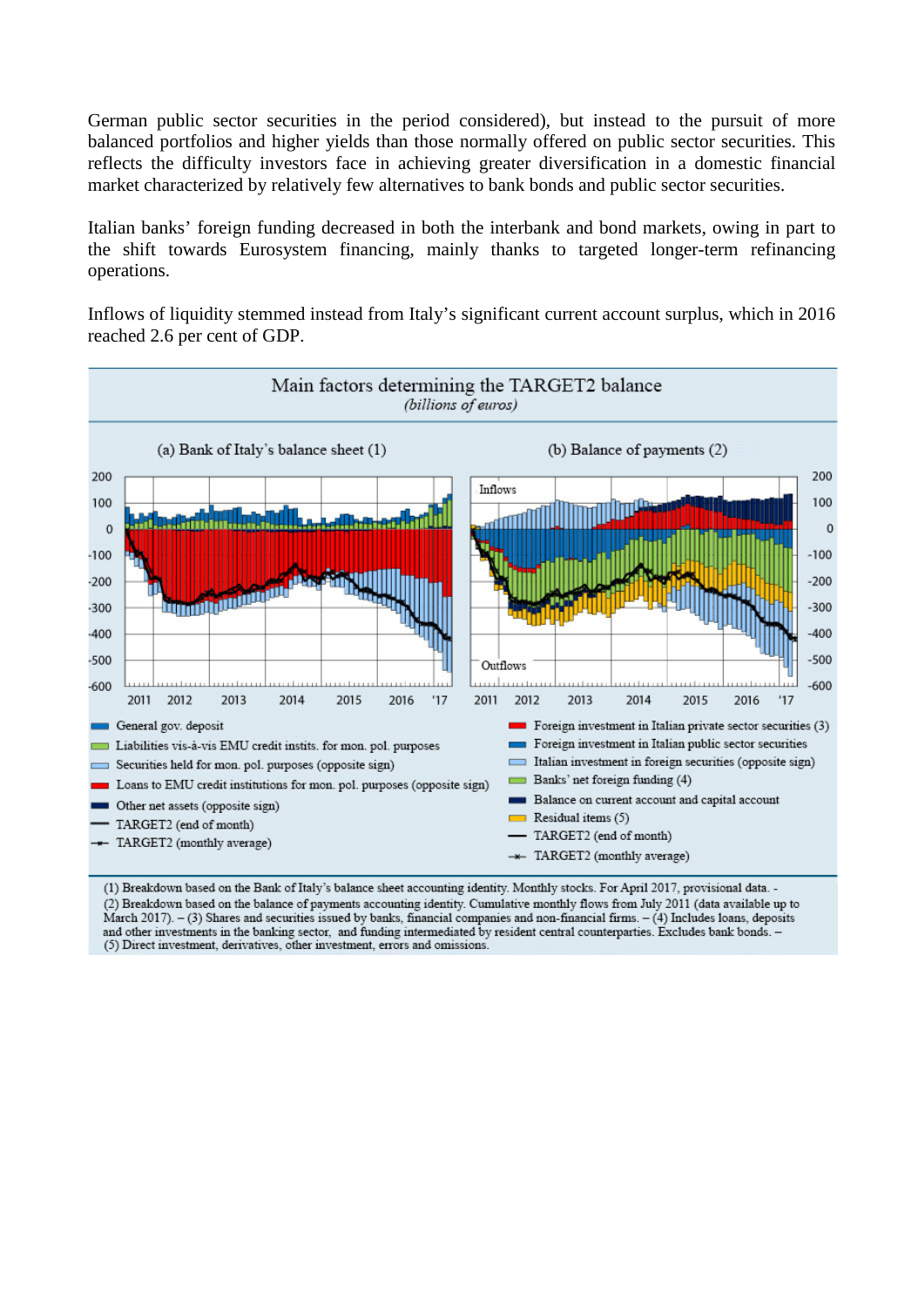German public sector securities in the period considered), but instead to the pursuit of more balanced portfolios and higher yields than those normally offered on public sector securities. This reflects the difficulty investors face in achieving greater diversification in a domestic financial market characterized by relatively few alternatives to bank bonds and public sector securities.

Italian banks' foreign funding decreased in both the interbank and bond markets, owing in part to the shift towards Eurosystem financing, mainly thanks to targeted longer-term refinancing operations.

Inflows of liquidity stemmed instead from Italy's significant current account surplus, which in 2016 reached 2.6 per cent of GDP.

Main factors determining the TARGET2 balance

*(billions of euros)*

(a) Bank of Italy's balance sheet (1)

200
100
0
-100
-200
-300
-400
-500
-600

2011 2012 2013 2014 2015 2016 '17

(b) Balance of payments (2)

Inflows

Outflows

200
100
0
-100
-200
-300
-400
-500
-600

2011 2012 2013 2014 2015 2016 '17

General gov. deposit
Liabilities vis-à-vis EMU credit instits. for mon. pol. purposes
Securities held for mon. pol. purposes (opposite sign)
Loans to EMU credit institutions for mon. pol. purposes (opposite sign)
Other net assets (opposite sign)
TARGET2 (end of month)
TARGET2 (monthly average)

Foreign investment in Italian private sector securities (3)
Foreign investment in Italian public sector securities
Italian investment in foreign securities (opposite sign)
Banks' net foreign funding (4)
Balance on current account and capital account
Residual items (5)
TARGET2 (end of month)
TARGET2 (monthly average)

(1) Breakdown based on the Bank of Italy's balance sheet accounting identity. Monthly stocks. For April 2017, provisional data. - (2) Breakdown based on the balance of payments accounting identity. Cumulative monthly flows from July 2011 (data available up to March 2017). – (3) Shares and securities issued by banks, financial companies and non-financial firms. – (4) Includes loans, deposits and other investments in the banking sector, and funding intermediated by resident central counterparties. Excludes bank bonds. – (5) Direct investment, derivatives, other investment, errors and omissions.